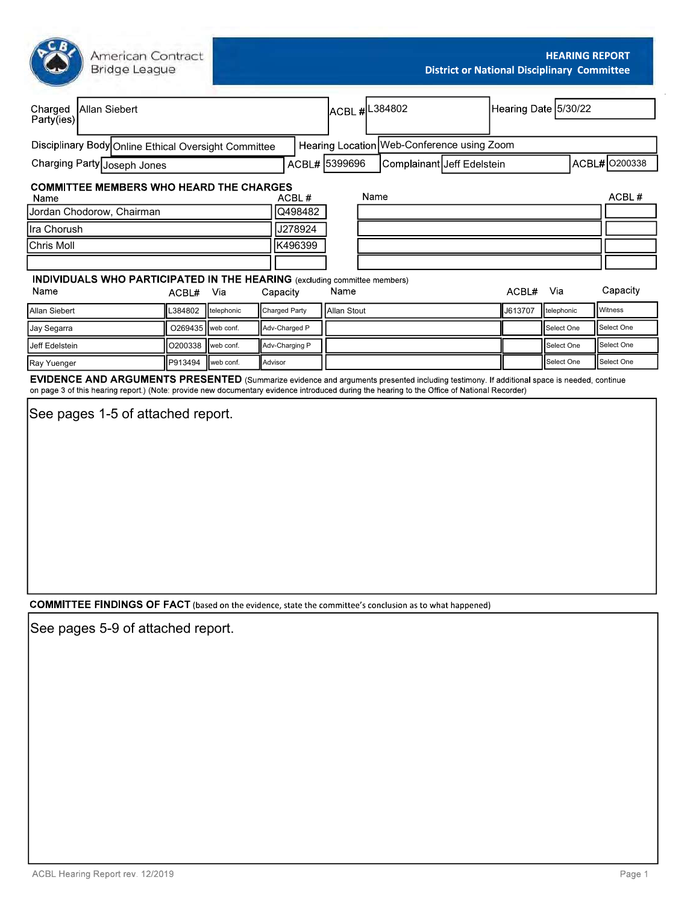American Contract Bridge League

# HEARING REPORT
## District or National Disciplinary Committee

| | | | | | |
|---|---|---|---|---|---|
| Charged Party(ies) | Allan Siebert | ACBL # | L384802 | Hearing Date | 5/30/22 |
| Disciplinary Body | Online Ethical Oversight Committee | Hearing Location | Web-Conference using Zoom | | |
| Charging Party | Joseph Jones | ACBL# | 5399696 | Complainant | Jeff Edelstein |
| | | | | ACBL# | O200338 |

**COMMITTEE MEMBERS WHO HEARD THE CHARGES**

| Name | ACBL # | Name | ACBL # |
|---|---|---|---|
| Jordan Chodorow, Chairman | Q498482 | | |
| Ira Chorush | J278924 | | |
| Chris Moll | K496399 | | |
| | | | |

**INDIVIDUALS WHO PARTICIPATED IN THE HEARING** (excluding committee members)

| Name | ACBL# | Via | Capacity | Name | ACBL# | Via | Capacity |
|---|---|---|---|---|---|---|---|
| Allan Siebert | L384802 | telephonic | Charged Party | Allan Stout | J613707 | telephonic | Witness |
| Jay Segarra | O269435 | web conf. | Adv-Charged P | | | Select One | Select One |
| Jeff Edelstein | O200338 | web conf. | Adv-Charging P | | | Select One | Select One |
| Ray Yuenger | P913494 | web conf. | Advisor | | | Select One | Select One |

**EVIDENCE AND ARGUMENTS PRESENTED** (Summarize evidence and arguments presented including testimony. If additional space is needed, continue on page 3 of this hearing report.) (Note: provide new documentary evidence introduced during the hearing to the Office of National Recorder)

See pages 1-5 of attached report.

**COMMITTEE FINDINGS OF FACT** (based on the evidence, state the committee's conclusion as to what happened)

See pages 5-9 of attached report.

ACBL Hearing Report rev. 12/2019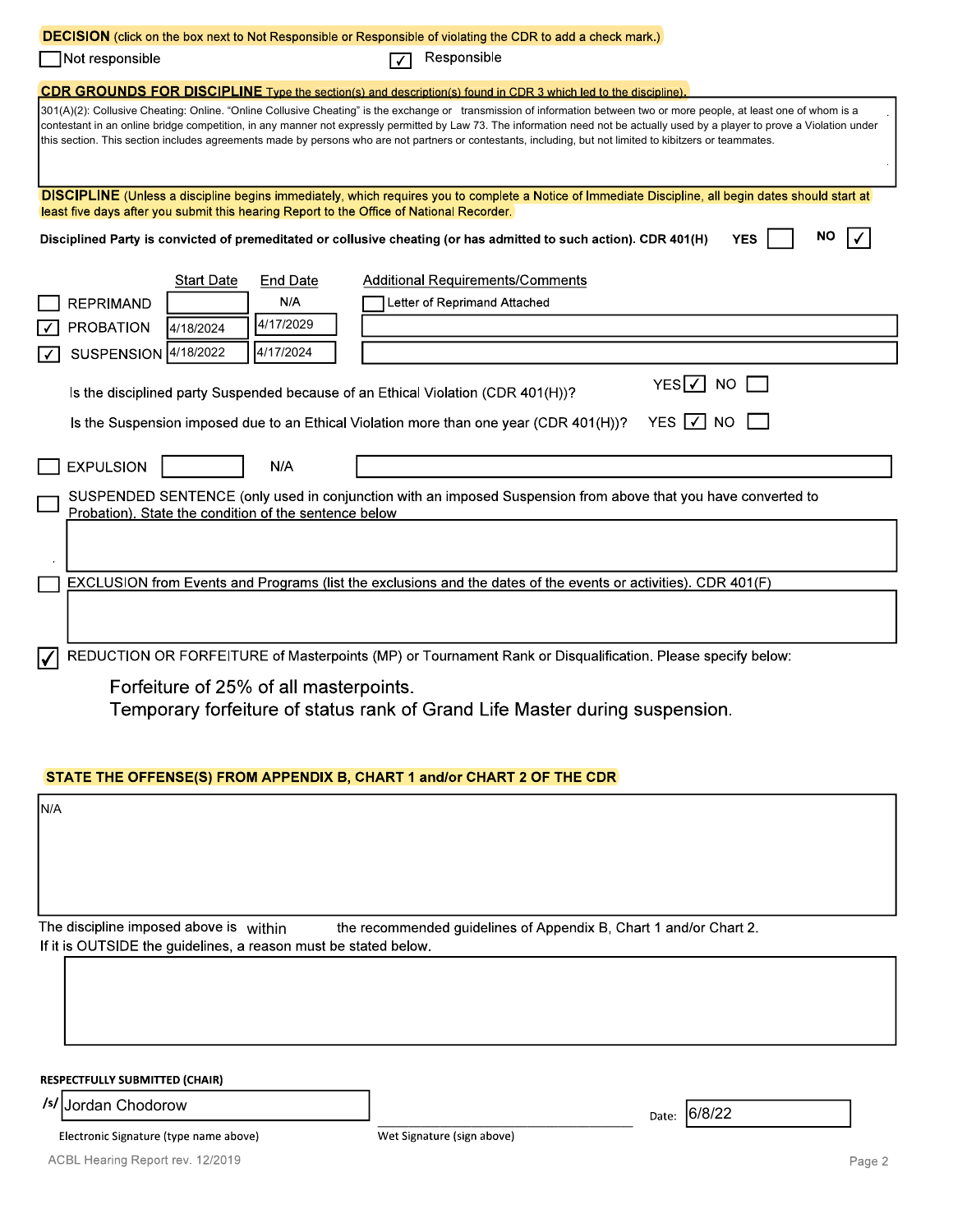**DECISION** (click on the box next to Not Responsible or Responsible of violating the CDR to add a check mark.)

☐ Not responsible ☑ Responsible

**CDR GROUNDS FOR DISCIPLINE** Type the section(s) and description(s) found in CDR 3 which led to the discipline).

301(A)(2): Collusive Cheating: Online. "Online Collusive Cheating" is the exchange or transmission of information between two or more people, at least one of whom is a contestant in an online bridge competition, in any manner not expressly permitted by Law 73. The information need not be actually used by a player to prove a Violation under this section. This section includes agreements made by persons who are not partners or contestants, including, but not limited to kibitzers or teammates.

**DISCIPLINE** (Unless a discipline begins immediately, which requires you to complete a Notice of Immediate Discipline, all begin dates should start at least five days after you submit this hearing Report to the Office of National Recorder.

**Disciplined Party is convicted of premeditated or collusive cheating (or has admitted to such action). CDR 401(H)** YES ☐ NO ☑

| | Start Date | End Date | Additional Requirements/Comments |
|---|---|---|---|
| ☐ REPRIMAND | | N/A | ☐ Letter of Reprimand Attached |
| ☑ PROBATION | 4/18/2024 | 4/17/2029 | |
| ☑ SUSPENSION | 4/18/2022 | 4/17/2024 | |

Is the disciplined party Suspended because of an Ethical Violation (CDR 401(H))? YES ☑ NO ☐

Is the Suspension imposed due to an Ethical Violation more than one year (CDR 401(H))? YES ☑ NO ☐

☐ EXPULSION N/A

☐ SUSPENDED SENTENCE (only used in conjunction with an imposed Suspension from above that you have converted to Probation). State the condition of the sentence below

☐ EXCLUSION from Events and Programs (list the exclusions and the dates of the events or activities). CDR 401(F)

☑ REDUCTION OR FORFEITURE of Masterpoints (MP) or Tournament Rank or Disqualification. Please specify below:

Forfeiture of 25% of all masterpoints.
Temporary forfeiture of status rank of Grand Life Master during suspension.

**STATE THE OFFENSE(S) FROM APPENDIX B, CHART 1 and/or CHART 2 OF THE CDR**

N/A

The discipline imposed above is within the recommended guidelines of Appendix B, Chart 1 and/or Chart 2.
If it is OUTSIDE the guidelines, a reason must be stated below.

**RESPECTFULLY SUBMITTED (CHAIR)**

/s/ Jordan Chodorow

Electronic Signature (type name above)

Wet Signature (sign above)

Date: 6/8/22

ACBL Hearing Report rev. 12/2019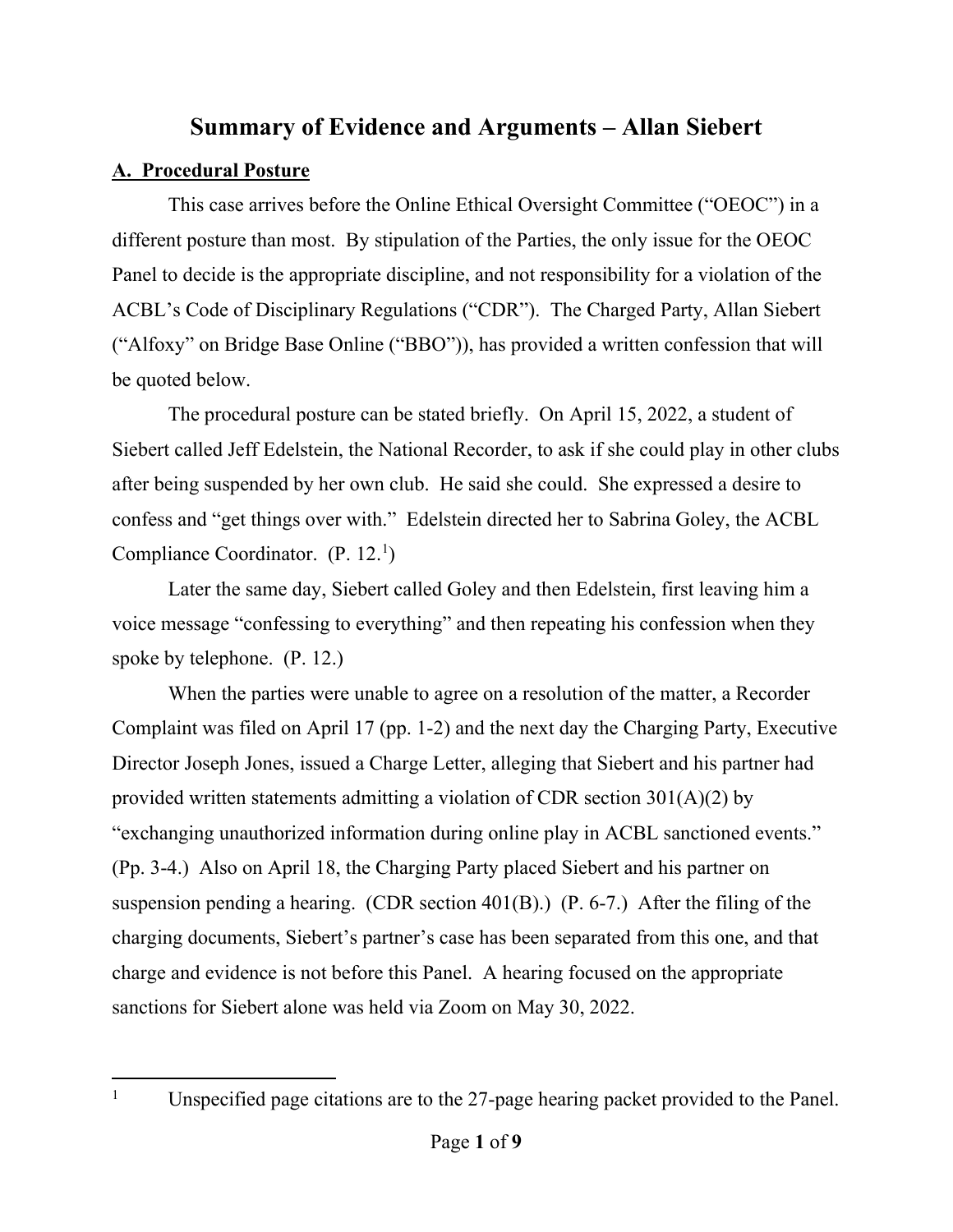# Summary of Evidence and Arguments – Allan Siebert

## A. Procedural Posture

This case arrives before the Online Ethical Oversight Committee ("OEOC") in a different posture than most. By stipulation of the Parties, the only issue for the OEOC Panel to decide is the appropriate discipline, and not responsibility for a violation of the ACBL's Code of Disciplinary Regulations ("CDR"). The Charged Party, Allan Siebert ("Alfoxy" on Bridge Base Online ("BBO")), has provided a written confession that will be quoted below.

The procedural posture can be stated briefly. On April 15, 2022, a student of Siebert called Jeff Edelstein, the National Recorder, to ask if she could play in other clubs after being suspended by her own club. He said she could. She expressed a desire to confess and "get things over with." Edelstein directed her to Sabrina Goley, the ACBL Compliance Coordinator. (P. 12.[1])

Later the same day, Siebert called Goley and then Edelstein, first leaving him a voice message "confessing to everything" and then repeating his confession when they spoke by telephone. (P. 12.)

When the parties were unable to agree on a resolution of the matter, a Recorder Complaint was filed on April 17 (pp. 1-2) and the next day the Charging Party, Executive Director Joseph Jones, issued a Charge Letter, alleging that Siebert and his partner had provided written statements admitting a violation of CDR section 301(A)(2) by "exchanging unauthorized information during online play in ACBL sanctioned events." (Pp. 3-4.) Also on April 18, the Charging Party placed Siebert and his partner on suspension pending a hearing. (CDR section 401(B).) (P. 6-7.) After the filing of the charging documents, Siebert's partner's case has been separated from this one, and that charge and evidence is not before this Panel. A hearing focused on the appropriate sanctions for Siebert alone was held via Zoom on May 30, 2022.

---

[1] Unspecified page citations are to the 27-page hearing packet provided to the Panel.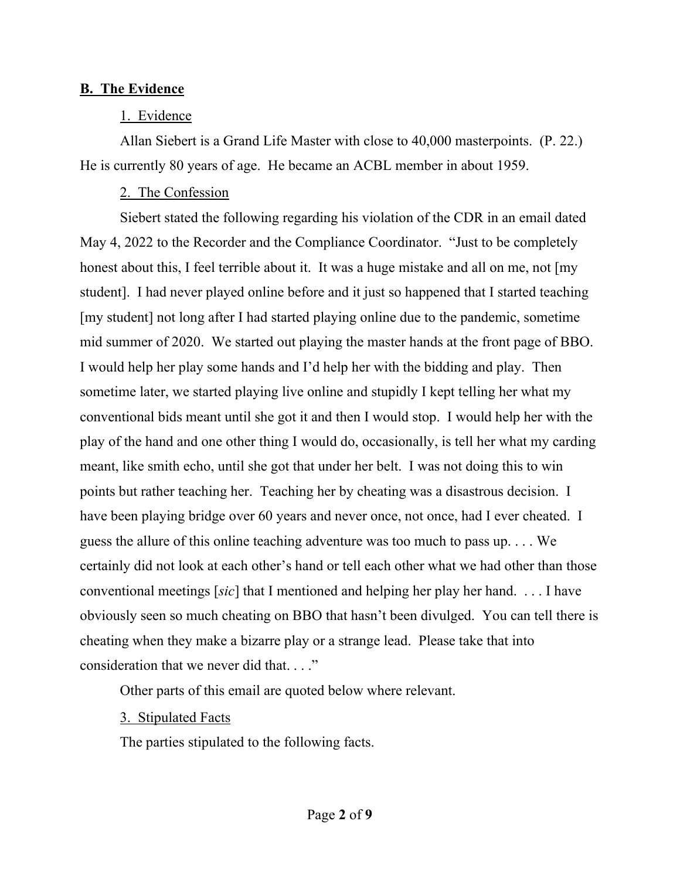**B. The Evidence**

1. Evidence

Allan Siebert is a Grand Life Master with close to 40,000 masterpoints. (P. 22.) He is currently 80 years of age. He became an ACBL member in about 1959.

2. The Confession

Siebert stated the following regarding his violation of the CDR in an email dated May 4, 2022 to the Recorder and the Compliance Coordinator. "Just to be completely honest about this, I feel terrible about it. It was a huge mistake and all on me, not [my student]. I had never played online before and it just so happened that I started teaching [my student] not long after I had started playing online due to the pandemic, sometime mid summer of 2020. We started out playing the master hands at the front page of BBO. I would help her play some hands and I'd help her with the bidding and play. Then sometime later, we started playing live online and stupidly I kept telling her what my conventional bids meant until she got it and then I would stop. I would help her with the play of the hand and one other thing I would do, occasionally, is tell her what my carding meant, like smith echo, until she got that under her belt. I was not doing this to win points but rather teaching her. Teaching her by cheating was a disastrous decision. I have been playing bridge over 60 years and never once, not once, had I ever cheated. I guess the allure of this online teaching adventure was too much to pass up. . . . We certainly did not look at each other's hand or tell each other what we had other than those conventional meetings [*sic*] that I mentioned and helping her play her hand. . . . I have obviously seen so much cheating on BBO that hasn't been divulged. You can tell there is cheating when they make a bizarre play or a strange lead. Please take that into consideration that we never did that. . . ."

Other parts of this email are quoted below where relevant.

3. Stipulated Facts

The parties stipulated to the following facts.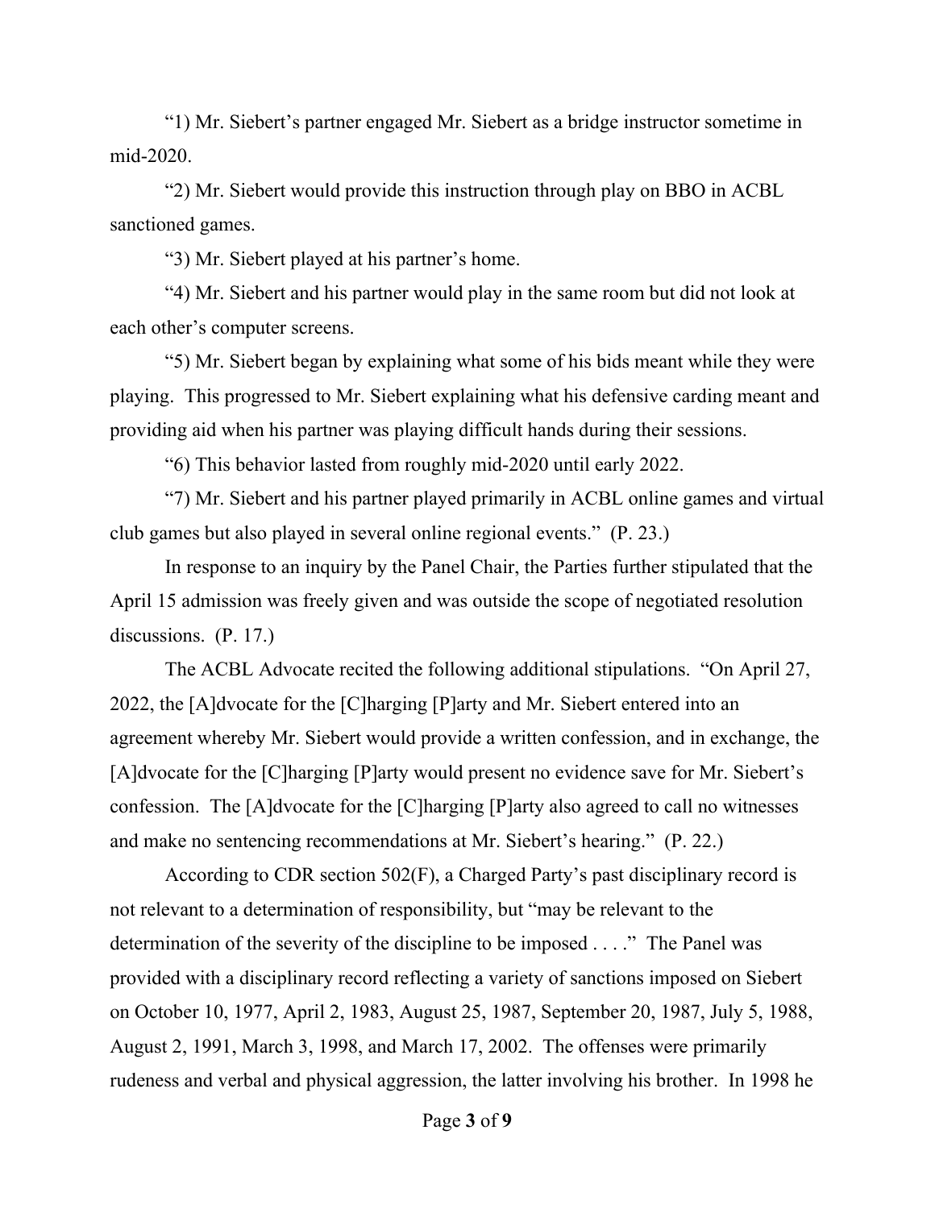"1) Mr. Siebert's partner engaged Mr. Siebert as a bridge instructor sometime in mid-2020.

"2) Mr. Siebert would provide this instruction through play on BBO in ACBL sanctioned games.

"3) Mr. Siebert played at his partner's home.

"4) Mr. Siebert and his partner would play in the same room but did not look at each other's computer screens.

"5) Mr. Siebert began by explaining what some of his bids meant while they were playing. This progressed to Mr. Siebert explaining what his defensive carding meant and providing aid when his partner was playing difficult hands during their sessions.

"6) This behavior lasted from roughly mid-2020 until early 2022.

"7) Mr. Siebert and his partner played primarily in ACBL online games and virtual club games but also played in several online regional events." (P. 23.)

In response to an inquiry by the Panel Chair, the Parties further stipulated that the April 15 admission was freely given and was outside the scope of negotiated resolution discussions. (P. 17.)

The ACBL Advocate recited the following additional stipulations. "On April 27, 2022, the [A]dvocate for the [C]harging [P]arty and Mr. Siebert entered into an agreement whereby Mr. Siebert would provide a written confession, and in exchange, the [A]dvocate for the [C]harging [P]arty would present no evidence save for Mr. Siebert's confession. The [A]dvocate for the [C]harging [P]arty also agreed to call no witnesses and make no sentencing recommendations at Mr. Siebert's hearing." (P. 22.)

According to CDR section 502(F), a Charged Party's past disciplinary record is not relevant to a determination of responsibility, but "may be relevant to the determination of the severity of the discipline to be imposed . . . ." The Panel was provided with a disciplinary record reflecting a variety of sanctions imposed on Siebert on October 10, 1977, April 2, 1983, August 25, 1987, September 20, 1987, July 5, 1988, August 2, 1991, March 3, 1998, and March 17, 2002. The offenses were primarily rudeness and verbal and physical aggression, the latter involving his brother. In 1998 he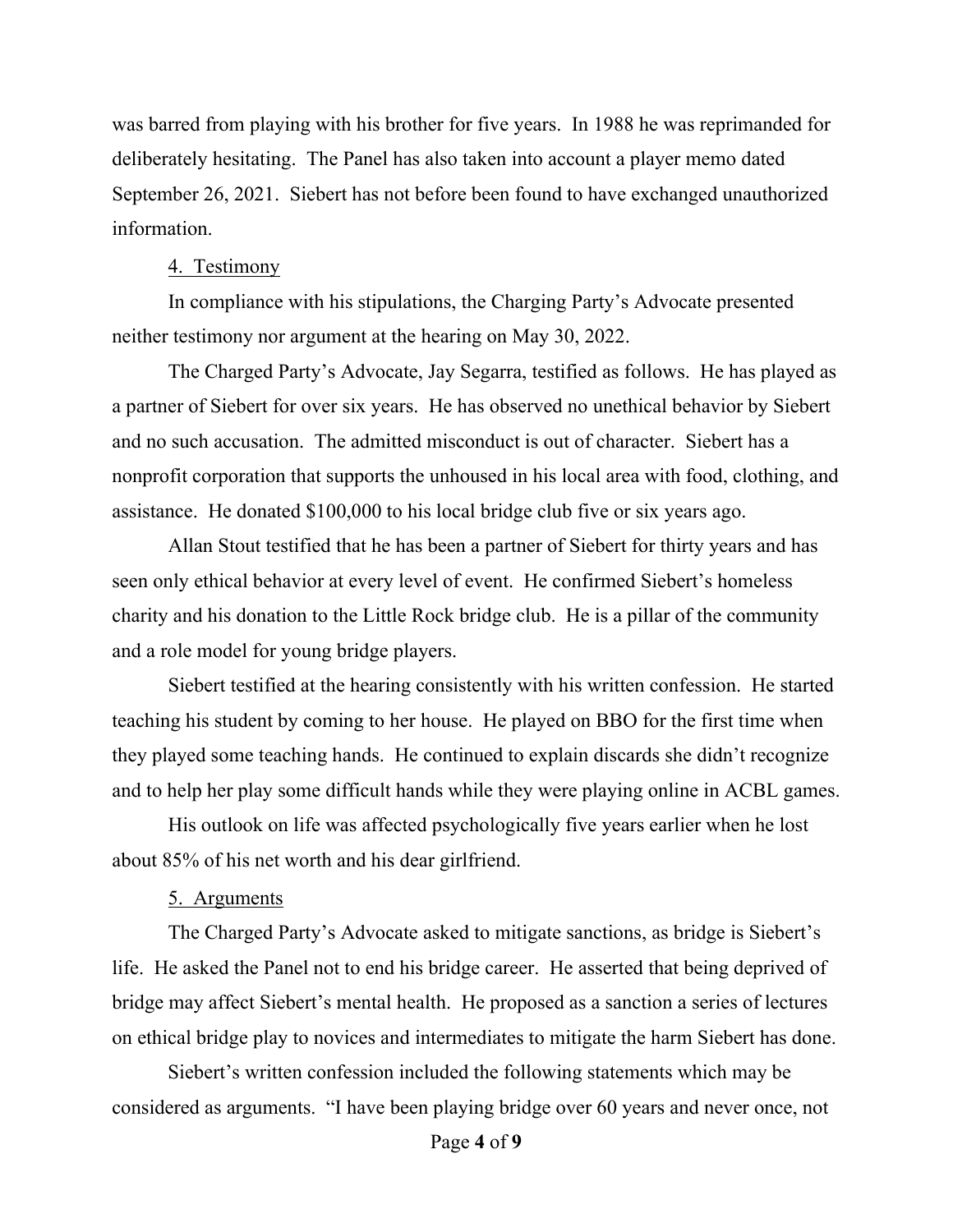was barred from playing with his brother for five years. In 1988 he was reprimanded for deliberately hesitating. The Panel has also taken into account a player memo dated September 26, 2021. Siebert has not before been found to have exchanged unauthorized information.

4. Testimony

In compliance with his stipulations, the Charging Party's Advocate presented neither testimony nor argument at the hearing on May 30, 2022.

The Charged Party's Advocate, Jay Segarra, testified as follows. He has played as a partner of Siebert for over six years. He has observed no unethical behavior by Siebert and no such accusation. The admitted misconduct is out of character. Siebert has a nonprofit corporation that supports the unhoused in his local area with food, clothing, and assistance. He donated $100,000 to his local bridge club five or six years ago.

Allan Stout testified that he has been a partner of Siebert for thirty years and has seen only ethical behavior at every level of event. He confirmed Siebert's homeless charity and his donation to the Little Rock bridge club. He is a pillar of the community and a role model for young bridge players.

Siebert testified at the hearing consistently with his written confession. He started teaching his student by coming to her house. He played on BBO for the first time when they played some teaching hands. He continued to explain discards she didn't recognize and to help her play some difficult hands while they were playing online in ACBL games.

His outlook on life was affected psychologically five years earlier when he lost about 85% of his net worth and his dear girlfriend.

5. Arguments

The Charged Party's Advocate asked to mitigate sanctions, as bridge is Siebert's life. He asked the Panel not to end his bridge career. He asserted that being deprived of bridge may affect Siebert's mental health. He proposed as a sanction a series of lectures on ethical bridge play to novices and intermediates to mitigate the harm Siebert has done.

Siebert's written confession included the following statements which may be considered as arguments. "I have been playing bridge over 60 years and never once, not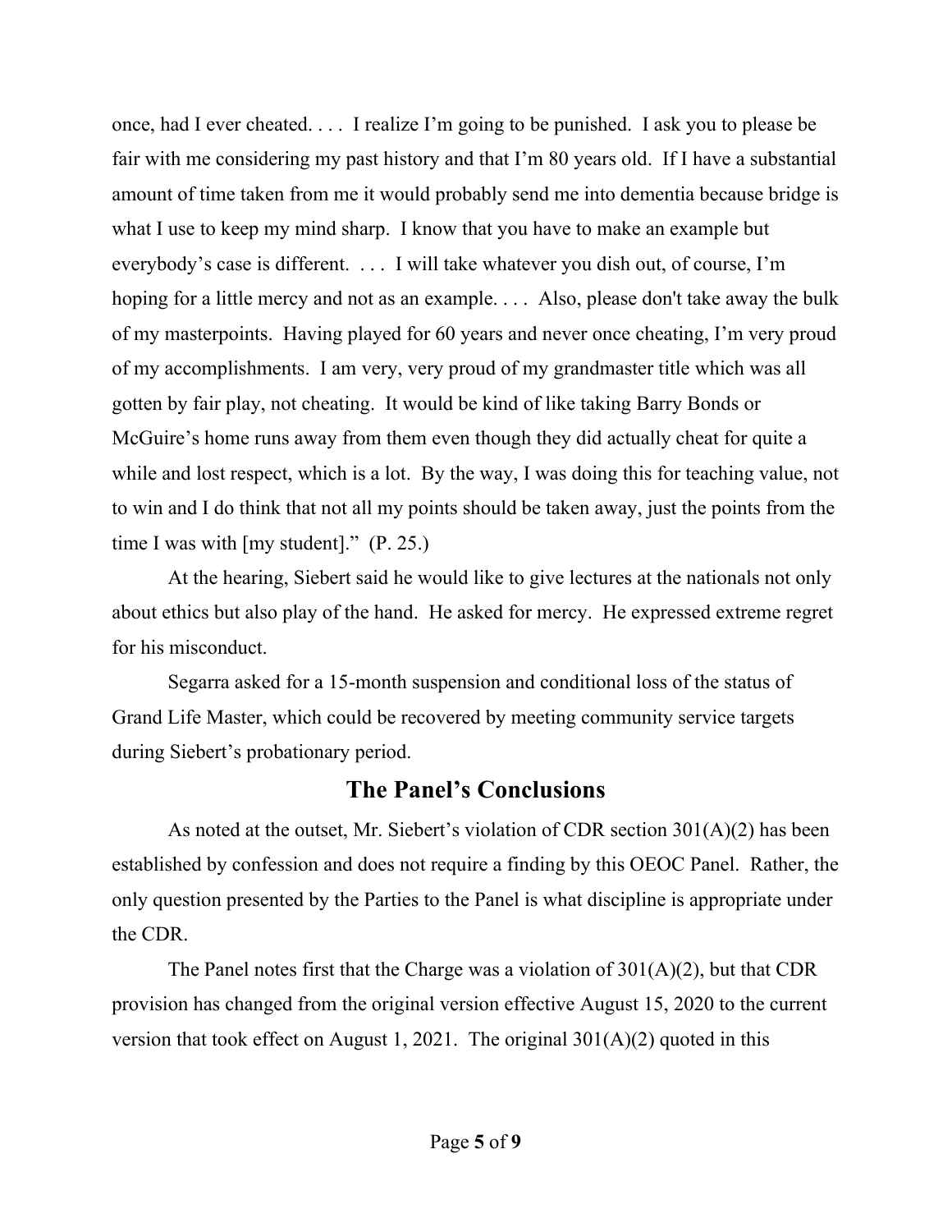once, had I ever cheated. . . . I realize I'm going to be punished. I ask you to please be fair with me considering my past history and that I'm 80 years old. If I have a substantial amount of time taken from me it would probably send me into dementia because bridge is what I use to keep my mind sharp. I know that you have to make an example but everybody's case is different. . . . I will take whatever you dish out, of course, I'm hoping for a little mercy and not as an example. . . . Also, please don't take away the bulk of my masterpoints. Having played for 60 years and never once cheating, I'm very proud of my accomplishments. I am very, very proud of my grandmaster title which was all gotten by fair play, not cheating. It would be kind of like taking Barry Bonds or McGuire's home runs away from them even though they did actually cheat for quite a while and lost respect, which is a lot. By the way, I was doing this for teaching value, not to win and I do think that not all my points should be taken away, just the points from the time I was with [my student]." (P. 25.)

At the hearing, Siebert said he would like to give lectures at the nationals not only about ethics but also play of the hand. He asked for mercy. He expressed extreme regret for his misconduct.

Segarra asked for a 15-month suspension and conditional loss of the status of Grand Life Master, which could be recovered by meeting community service targets during Siebert's probationary period.

## The Panel's Conclusions

As noted at the outset, Mr. Siebert's violation of CDR section 301(A)(2) has been established by confession and does not require a finding by this OEOC Panel. Rather, the only question presented by the Parties to the Panel is what discipline is appropriate under the CDR.

The Panel notes first that the Charge was a violation of 301(A)(2), but that CDR provision has changed from the original version effective August 15, 2020 to the current version that took effect on August 1, 2021. The original 301(A)(2) quoted in this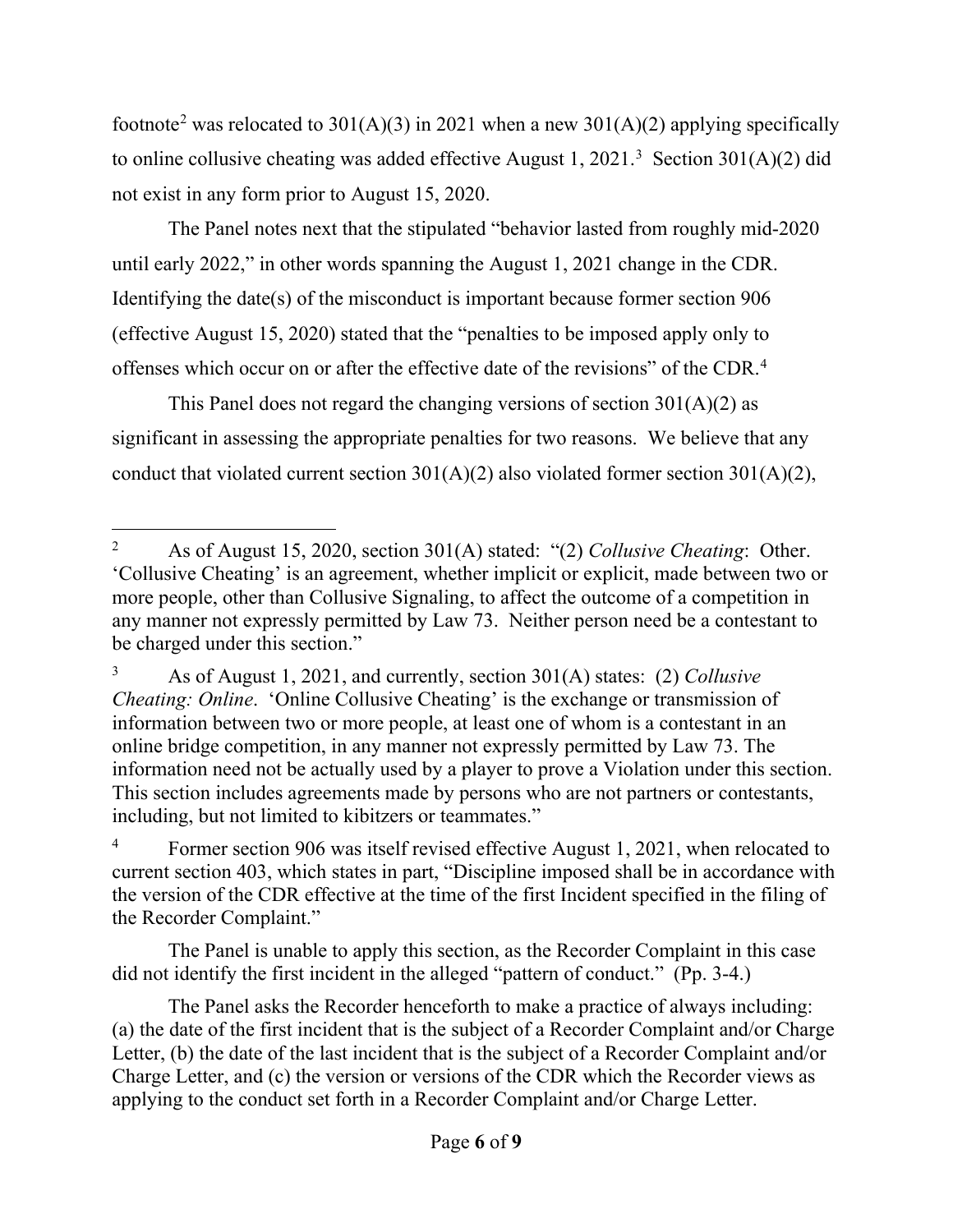footnote[2] was relocated to 301(A)(3) in 2021 when a new 301(A)(2) applying specifically to online collusive cheating was added effective August 1, 2021.[3] Section 301(A)(2) did not exist in any form prior to August 15, 2020.

The Panel notes next that the stipulated "behavior lasted from roughly mid-2020 until early 2022," in other words spanning the August 1, 2021 change in the CDR. Identifying the date(s) of the misconduct is important because former section 906 (effective August 15, 2020) stated that the "penalties to be imposed apply only to offenses which occur on or after the effective date of the revisions" of the CDR.[4]

This Panel does not regard the changing versions of section 301(A)(2) as significant in assessing the appropriate penalties for two reasons. We believe that any conduct that violated current section 301(A)(2) also violated former section 301(A)(2),

---

[2] As of August 15, 2020, section 301(A) stated: "(2) *Collusive Cheating*: Other. 'Collusive Cheating' is an agreement, whether implicit or explicit, made between two or more people, other than Collusive Signaling, to affect the outcome of a competition in any manner not expressly permitted by Law 73. Neither person need be a contestant to be charged under this section."

[3] As of August 1, 2021, and currently, section 301(A) states: (2) *Collusive Cheating: Online*. 'Online Collusive Cheating' is the exchange or transmission of information between two or more people, at least one of whom is a contestant in an online bridge competition, in any manner not expressly permitted by Law 73. The information need not be actually used by a player to prove a Violation under this section. This section includes agreements made by persons who are not partners or contestants, including, but not limited to kibitzers or teammates."

[4] Former section 906 was itself revised effective August 1, 2021, when relocated to current section 403, which states in part, "Discipline imposed shall be in accordance with the version of the CDR effective at the time of the first Incident specified in the filing of the Recorder Complaint."

The Panel is unable to apply this section, as the Recorder Complaint in this case did not identify the first incident in the alleged "pattern of conduct." (Pp. 3-4.)

The Panel asks the Recorder henceforth to make a practice of always including: (a) the date of the first incident that is the subject of a Recorder Complaint and/or Charge Letter, (b) the date of the last incident that is the subject of a Recorder Complaint and/or Charge Letter, and (c) the version or versions of the CDR which the Recorder views as applying to the conduct set forth in a Recorder Complaint and/or Charge Letter.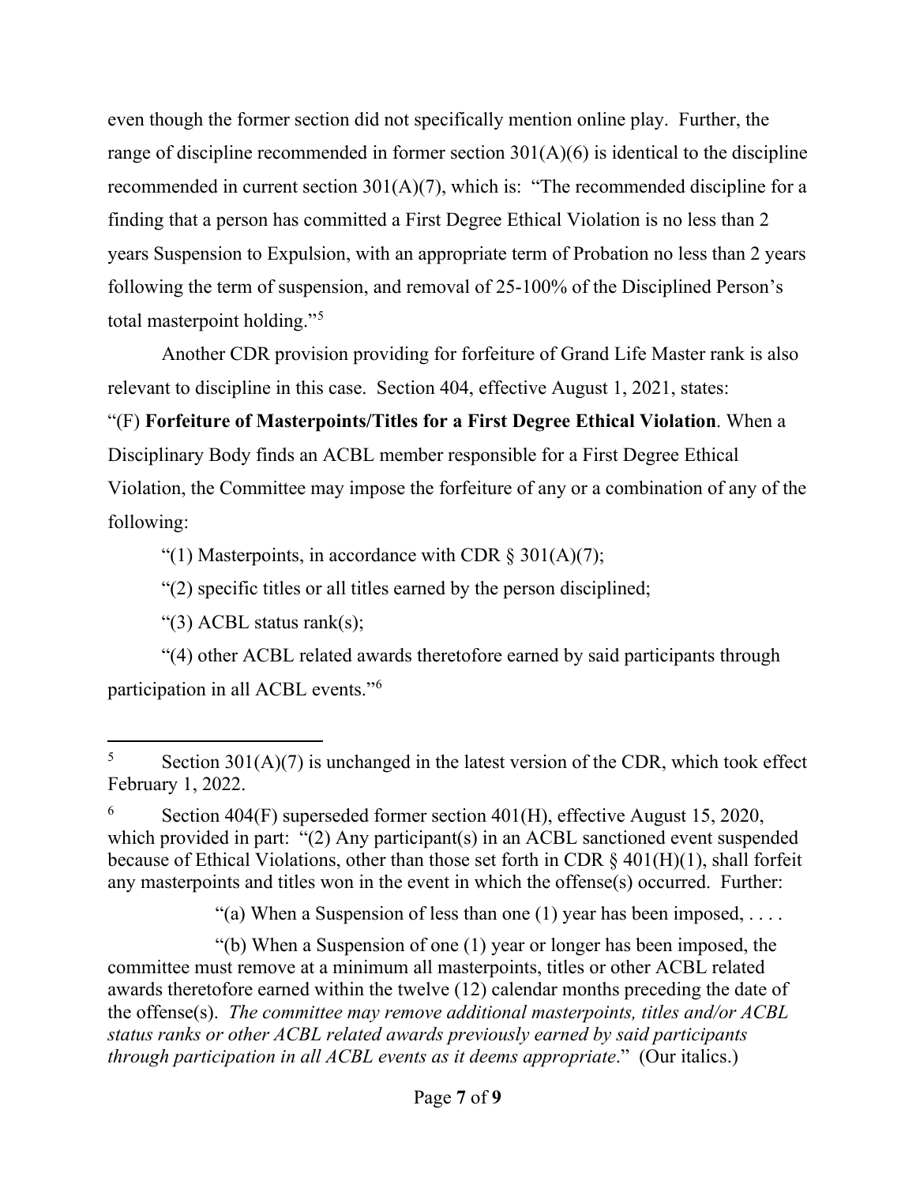even though the former section did not specifically mention online play. Further, the range of discipline recommended in former section 301(A)(6) is identical to the discipline recommended in current section 301(A)(7), which is: "The recommended discipline for a finding that a person has committed a First Degree Ethical Violation is no less than 2 years Suspension to Expulsion, with an appropriate term of Probation no less than 2 years following the term of suspension, and removal of 25-100% of the Disciplined Person's total masterpoint holding."[5]

Another CDR provision providing for forfeiture of Grand Life Master rank is also relevant to discipline in this case. Section 404, effective August 1, 2021, states: "(F) **Forfeiture of Masterpoints/Titles for a First Degree Ethical Violation**. When a Disciplinary Body finds an ACBL member responsible for a First Degree Ethical Violation, the Committee may impose the forfeiture of any or a combination of any of the following:

"(1) Masterpoints, in accordance with CDR § 301(A)(7);

"(2) specific titles or all titles earned by the person disciplined;

"(3) ACBL status rank(s);

"(4) other ACBL related awards theretofore earned by said participants through participation in all ACBL events."[6]

---

[5] Section 301(A)(7) is unchanged in the latest version of the CDR, which took effect February 1, 2022.

[6] Section 404(F) superseded former section 401(H), effective August 15, 2020, which provided in part: "(2) Any participant(s) in an ACBL sanctioned event suspended because of Ethical Violations, other than those set forth in CDR § 401(H)(1), shall forfeit any masterpoints and titles won in the event in which the offense(s) occurred. Further:

"(a) When a Suspension of less than one (1) year has been imposed, . . . .

"(b) When a Suspension of one (1) year or longer has been imposed, the committee must remove at a minimum all masterpoints, titles or other ACBL related awards theretofore earned within the twelve (12) calendar months preceding the date of the offense(s). *The committee may remove additional masterpoints, titles and/or ACBL status ranks or other ACBL related awards previously earned by said participants through participation in all ACBL events as it deems appropriate*." (Our italics.)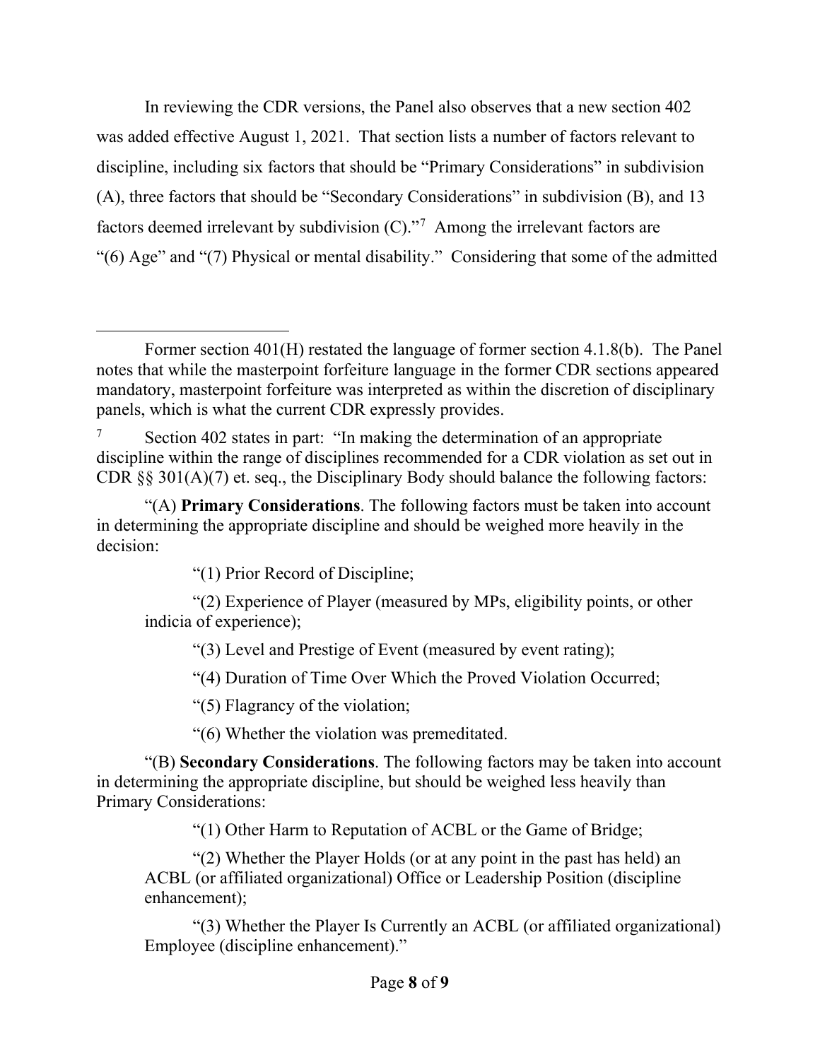In reviewing the CDR versions, the Panel also observes that a new section 402 was added effective August 1, 2021. That section lists a number of factors relevant to discipline, including six factors that should be "Primary Considerations" in subdivision (A), three factors that should be "Secondary Considerations" in subdivision (B), and 13 factors deemed irrelevant by subdivision (C)."[7] Among the irrelevant factors are "(6) Age" and "(7) Physical or mental disability." Considering that some of the admitted

---

Former section 401(H) restated the language of former section 4.1.8(b). The Panel notes that while the masterpoint forfeiture language in the former CDR sections appeared mandatory, masterpoint forfeiture was interpreted as within the discretion of disciplinary panels, which is what the current CDR expressly provides.

[7] Section 402 states in part: "In making the determination of an appropriate discipline within the range of disciplines recommended for a CDR violation as set out in CDR §§ 301(A)(7) et. seq., the Disciplinary Body should balance the following factors:

"(A) **Primary Considerations**. The following factors must be taken into account in determining the appropriate discipline and should be weighed more heavily in the decision:

> "(1) Prior Record of Discipline;
>
> "(2) Experience of Player (measured by MPs, eligibility points, or other indicia of experience);
>
> "(3) Level and Prestige of Event (measured by event rating);
>
> "(4) Duration of Time Over Which the Proved Violation Occurred;
>
> "(5) Flagrancy of the violation;
>
> "(6) Whether the violation was premeditated.

"(B) **Secondary Considerations**. The following factors may be taken into account in determining the appropriate discipline, but should be weighed less heavily than Primary Considerations:

> "(1) Other Harm to Reputation of ACBL or the Game of Bridge;
>
> "(2) Whether the Player Holds (or at any point in the past has held) an ACBL (or affiliated organizational) Office or Leadership Position (discipline enhancement);
>
> "(3) Whether the Player Is Currently an ACBL (or affiliated organizational) Employee (discipline enhancement)."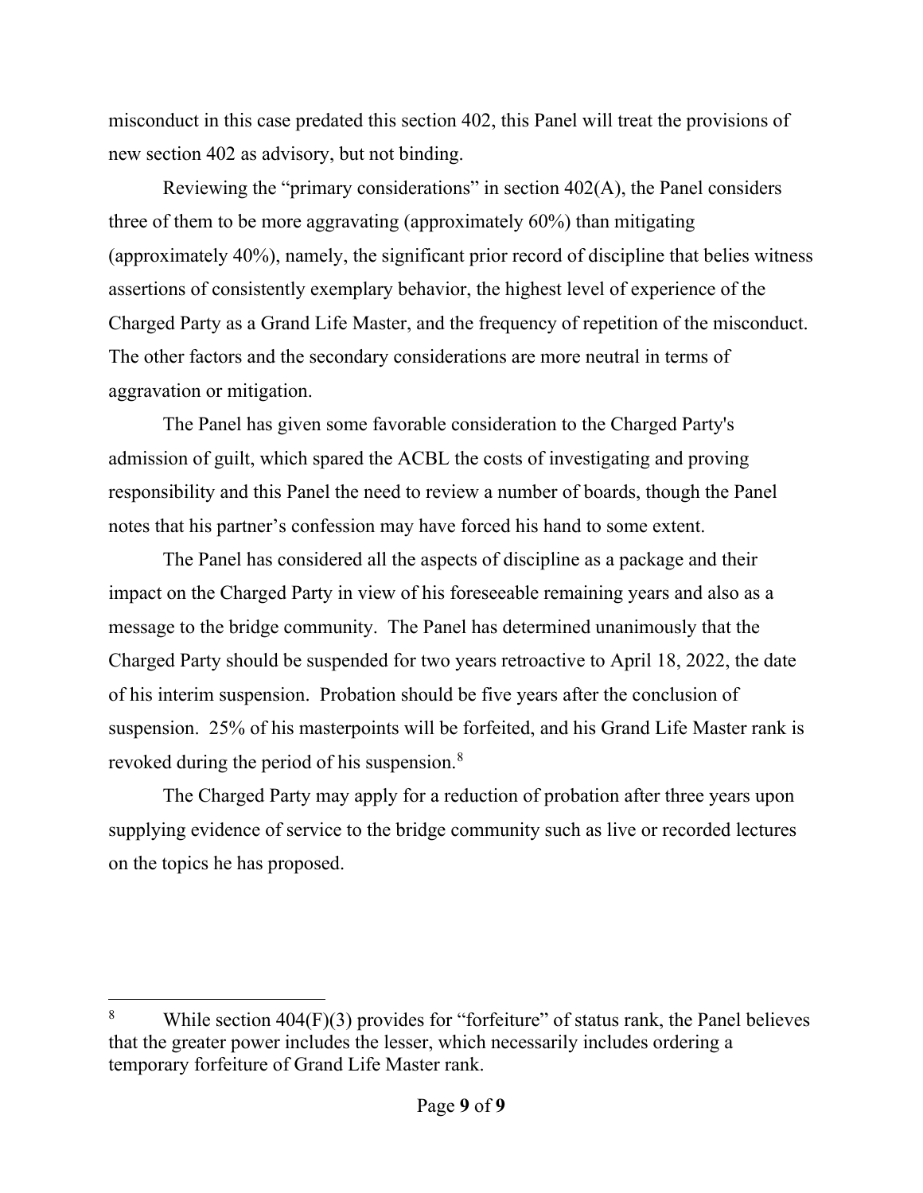misconduct in this case predated this section 402, this Panel will treat the provisions of new section 402 as advisory, but not binding.

Reviewing the "primary considerations" in section 402(A), the Panel considers three of them to be more aggravating (approximately 60%) than mitigating (approximately 40%), namely, the significant prior record of discipline that belies witness assertions of consistently exemplary behavior, the highest level of experience of the Charged Party as a Grand Life Master, and the frequency of repetition of the misconduct. The other factors and the secondary considerations are more neutral in terms of aggravation or mitigation.

The Panel has given some favorable consideration to the Charged Party's admission of guilt, which spared the ACBL the costs of investigating and proving responsibility and this Panel the need to review a number of boards, though the Panel notes that his partner's confession may have forced his hand to some extent.

The Panel has considered all the aspects of discipline as a package and their impact on the Charged Party in view of his foreseeable remaining years and also as a message to the bridge community. The Panel has determined unanimously that the Charged Party should be suspended for two years retroactive to April 18, 2022, the date of his interim suspension. Probation should be five years after the conclusion of suspension. 25% of his masterpoints will be forfeited, and his Grand Life Master rank is revoked during the period of his suspension.[8]

The Charged Party may apply for a reduction of probation after three years upon supplying evidence of service to the bridge community such as live or recorded lectures on the topics he has proposed.

---

[8] While section 404(F)(3) provides for "forfeiture" of status rank, the Panel believes that the greater power includes the lesser, which necessarily includes ordering a temporary forfeiture of Grand Life Master rank.